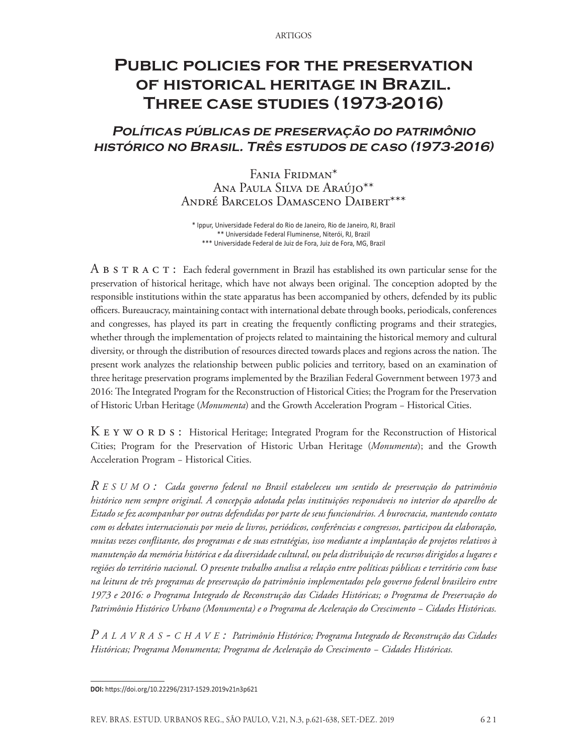ARTIGOS

# Public policies for the preservation of historical heritage in Brazil. Three case studies (1973-2016)

## *Políticas públicas de preservação do patrimônio histórico no Brasil. Três estudos de caso (1973-2016)*

Fania Fridman*
Ana Paula Silva de Araújo**
André Barcelos Damasceno Daibert***

\* Ippur, Universidade Federal do Rio de Janeiro, Rio de Janeiro, RJ, Brazil
** Universidade Federal Fluminense, Niterói, RJ, Brazil
*** Universidade Federal de Juiz de Fora, Juiz de Fora, MG, Brazil

**Abstract:** Each federal government in Brazil has established its own particular sense for the preservation of historical heritage, which have not always been original. The conception adopted by the responsible institutions within the state apparatus has been accompanied by others, defended by its public officers. Bureaucracy, maintaining contact with international debate through books, periodicals, conferences and congresses, has played its part in creating the frequently conflicting programs and their strategies, whether through the implementation of projects related to maintaining the historical memory and cultural diversity, or through the distribution of resources directed towards places and regions across the nation. The present work analyzes the relationship between public policies and territory, based on an examination of three heritage preservation programs implemented by the Brazilian Federal Government between 1973 and 2016: The Integrated Program for the Reconstruction of Historical Cities; the Program for the Preservation of Historic Urban Heritage (*Monumenta*) and the Growth Acceleration Program – Historical Cities.

**Keywords:** Historical Heritage; Integrated Program for the Reconstruction of Historical Cities; Program for the Preservation of Historic Urban Heritage (*Monumenta*); and the Growth Acceleration Program – Historical Cities.

***Resumo:*** *Cada governo federal no Brasil estabeleceu um sentido de preservação do patrimônio histórico nem sempre original. A concepção adotada pelas instituições responsáveis no interior do aparelho de Estado se fez acompanhar por outras defendidas por parte de seus funcionários. A burocracia, mantendo contato com os debates internacionais por meio de livros, periódicos, conferências e congressos, participou da elaboração, muitas vezes conflitante, dos programas e de suas estratégias, isso mediante a implantação de projetos relativos à manutenção da memória histórica e da diversidade cultural, ou pela distribuição de recursos dirigidos a lugares e regiões do território nacional. O presente trabalho analisa a relação entre políticas públicas e território com base na leitura de três programas de preservação do patrimônio implementados pelo governo federal brasileiro entre 1973 e 2016: o Programa Integrado de Reconstrução das Cidades Históricas; o Programa de Preservação do Patrimônio Histórico Urbano (Monumenta) e o Programa de Aceleração do Crescimento – Cidades Históricas.*

***Palavras-chave:*** *Patrimônio Histórico; Programa Integrado de Reconstrução das Cidades Históricas; Programa Monumenta; Programa de Aceleração do Crescimento – Cidades Históricas.*

---

**DOI:** https://doi.org/10.22296/2317-1529.2019v21n3p621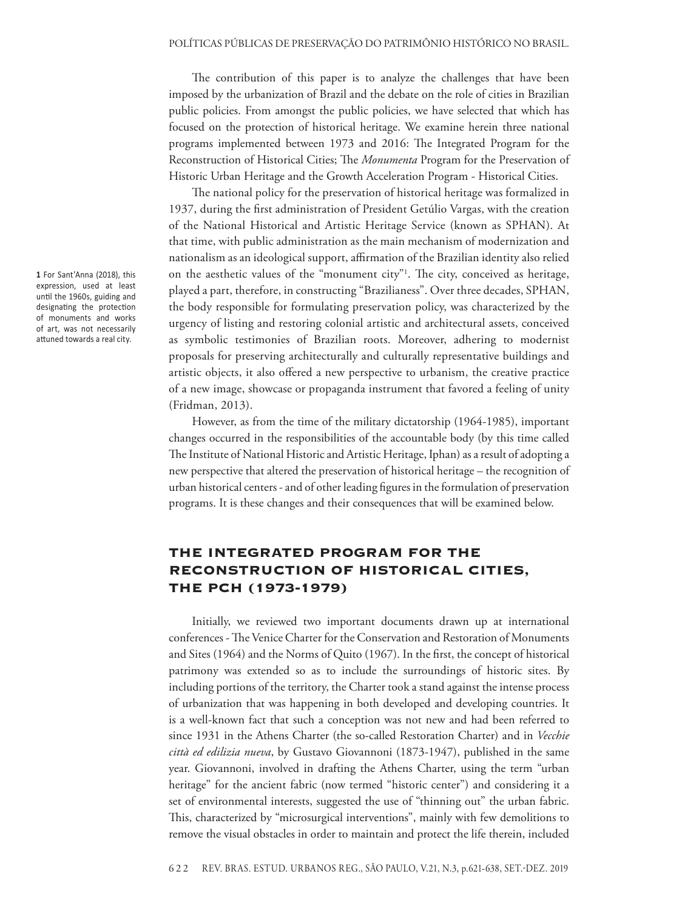The contribution of this paper is to analyze the challenges that have been imposed by the urbanization of Brazil and the debate on the role of cities in Brazilian public policies. From amongst the public policies, we have selected that which has focused on the protection of historical heritage. We examine herein three national programs implemented between 1973 and 2016: The Integrated Program for the Reconstruction of Historical Cities; The *Monumenta* Program for the Preservation of Historic Urban Heritage and the Growth Acceleration Program - Historical Cities.

The national policy for the preservation of historical heritage was formalized in 1937, during the first administration of President Getúlio Vargas, with the creation of the National Historical and Artistic Heritage Service (known as SPHAN). At that time, with public administration as the main mechanism of modernization and nationalism as an ideological support, affirmation of the Brazilian identity also relied on the aesthetic values of the "monument city"[1]. The city, conceived as heritage, played a part, therefore, in constructing "Brazilianess". Over three decades, SPHAN, the body responsible for formulating preservation policy, was characterized by the urgency of listing and restoring colonial artistic and architectural assets, conceived as symbolic testimonies of Brazilian roots. Moreover, adhering to modernist proposals for preserving architecturally and culturally representative buildings and artistic objects, it also offered a new perspective to urbanism, the creative practice of a new image, showcase or propaganda instrument that favored a feeling of unity (Fridman, 2013).

However, as from the time of the military dictatorship (1964-1985), important changes occurred in the responsibilities of the accountable body (by this time called The Institute of National Historic and Artistic Heritage, Iphan) as a result of adopting a new perspective that altered the preservation of historical heritage – the recognition of urban historical centers - and of other leading figures in the formulation of preservation programs. It is these changes and their consequences that will be examined below.

**1** For Sant'Anna (2018), this expression, used at least until the 1960s, guiding and designating the protection of monuments and works of art, was not necessarily attuned towards a real city.

## THE INTEGRATED PROGRAM FOR THE RECONSTRUCTION OF HISTORICAL CITIES, THE PCH (1973-1979)

Initially, we reviewed two important documents drawn up at international conferences - The Venice Charter for the Conservation and Restoration of Monuments and Sites (1964) and the Norms of Quito (1967). In the first, the concept of historical patrimony was extended so as to include the surroundings of historic sites. By including portions of the territory, the Charter took a stand against the intense process of urbanization that was happening in both developed and developing countries. It is a well-known fact that such a conception was not new and had been referred to since 1931 in the Athens Charter (the so-called Restoration Charter) and in *Vecchie città ed edilizia nueva*, by Gustavo Giovannoni (1873-1947), published in the same year. Giovannoni, involved in drafting the Athens Charter, using the term "urban heritage" for the ancient fabric (now termed "historic center") and considering it a set of environmental interests, suggested the use of "thinning out" the urban fabric. This, characterized by "microsurgical interventions", mainly with few demolitions to remove the visual obstacles in order to maintain and protect the life therein, included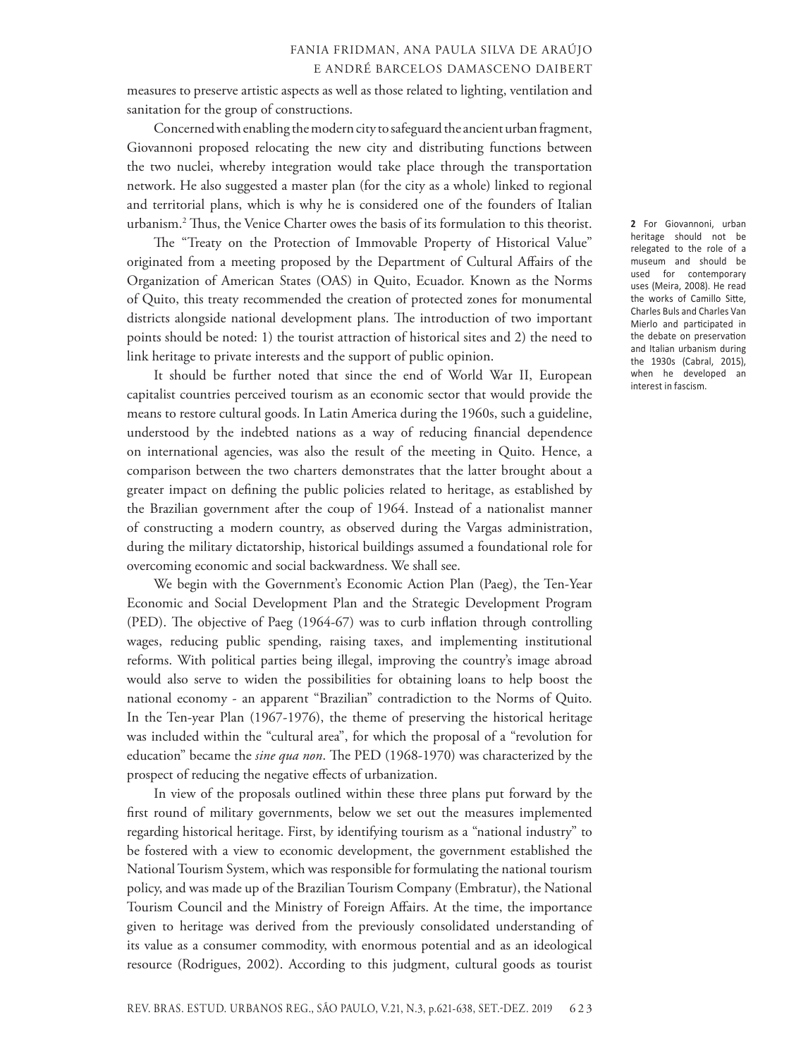measures to preserve artistic aspects as well as those related to lighting, ventilation and sanitation for the group of constructions.

Concerned with enabling the modern city to safeguard the ancient urban fragment, Giovannoni proposed relocating the new city and distributing functions between the two nuclei, whereby integration would take place through the transportation network. He also suggested a master plan (for the city as a whole) linked to regional and territorial plans, which is why he is considered one of the founders of Italian urbanism.[2] Thus, the Venice Charter owes the basis of its formulation to this theorist.

The "Treaty on the Protection of Immovable Property of Historical Value" originated from a meeting proposed by the Department of Cultural Affairs of the Organization of American States (OAS) in Quito, Ecuador. Known as the Norms of Quito, this treaty recommended the creation of protected zones for monumental districts alongside national development plans. The introduction of two important points should be noted: 1) the tourist attraction of historical sites and 2) the need to link heritage to private interests and the support of public opinion.

It should be further noted that since the end of World War II, European capitalist countries perceived tourism as an economic sector that would provide the means to restore cultural goods. In Latin America during the 1960s, such a guideline, understood by the indebted nations as a way of reducing financial dependence on international agencies, was also the result of the meeting in Quito. Hence, a comparison between the two charters demonstrates that the latter brought about a greater impact on defining the public policies related to heritage, as established by the Brazilian government after the coup of 1964. Instead of a nationalist manner of constructing a modern country, as observed during the Vargas administration, during the military dictatorship, historical buildings assumed a foundational role for overcoming economic and social backwardness. We shall see.

We begin with the Government's Economic Action Plan (Paeg), the Ten-Year Economic and Social Development Plan and the Strategic Development Program (PED). The objective of Paeg (1964-67) was to curb inflation through controlling wages, reducing public spending, raising taxes, and implementing institutional reforms. With political parties being illegal, improving the country's image abroad would also serve to widen the possibilities for obtaining loans to help boost the national economy - an apparent "Brazilian" contradiction to the Norms of Quito. In the Ten-year Plan (1967-1976), the theme of preserving the historical heritage was included within the "cultural area", for which the proposal of a "revolution for education" became the *sine qua non*. The PED (1968-1970) was characterized by the prospect of reducing the negative effects of urbanization.

In view of the proposals outlined within these three plans put forward by the first round of military governments, below we set out the measures implemented regarding historical heritage. First, by identifying tourism as a "national industry" to be fostered with a view to economic development, the government established the National Tourism System, which was responsible for formulating the national tourism policy, and was made up of the Brazilian Tourism Company (Embratur), the National Tourism Council and the Ministry of Foreign Affairs. At the time, the importance given to heritage was derived from the previously consolidated understanding of its value as a consumer commodity, with enormous potential and as an ideological resource (Rodrigues, 2002). According to this judgment, cultural goods as tourist

**2** For Giovannoni, urban heritage should not be relegated to the role of a museum and should be used for contemporary uses (Meira, 2008). He read the works of Camillo Sitte, Charles Buls and Charles Van Mierlo and participated in the debate on preservation and Italian urbanism during the 1930s (Cabral, 2015), when he developed an interest in fascism.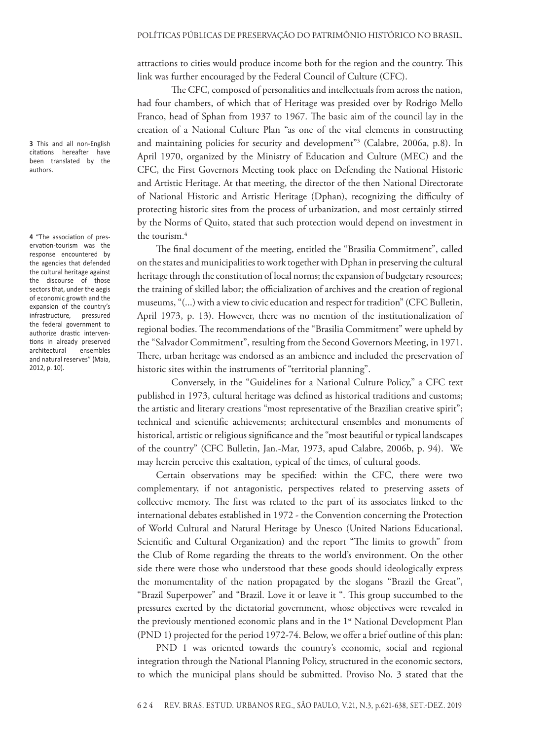attractions to cities would produce income both for the region and the country. This link was further encouraged by the Federal Council of Culture (CFC).

The CFC, composed of personalities and intellectuals from across the nation, had four chambers, of which that of Heritage was presided over by Rodrigo Mello Franco, head of Sphan from 1937 to 1967. The basic aim of the council lay in the creation of a National Culture Plan "as one of the vital elements in constructing and maintaining policies for security and development"[3] (Calabre, 2006a, p.8). In April 1970, organized by the Ministry of Education and Culture (MEC) and the CFC, the First Governors Meeting took place on Defending the National Historic and Artistic Heritage. At that meeting, the director of the then National Directorate of National Historic and Artistic Heritage (Dphan), recognizing the difficulty of protecting historic sites from the process of urbanization, and most certainly stirred by the Norms of Quito, stated that such protection would depend on investment in the tourism.[4]

The final document of the meeting, entitled the "Brasilia Commitment", called on the states and municipalities to work together with Dphan in preserving the cultural heritage through the constitution of local norms; the expansion of budgetary resources; the training of skilled labor; the officialization of archives and the creation of regional museums, "(...) with a view to civic education and respect for tradition" (CFC Bulletin, April 1973, p. 13). However, there was no mention of the institutionalization of regional bodies. The recommendations of the "Brasilia Commitment" were upheld by the "Salvador Commitment", resulting from the Second Governors Meeting, in 1971. There, urban heritage was endorsed as an ambience and included the preservation of historic sites within the instruments of "territorial planning".

Conversely, in the "Guidelines for a National Culture Policy," a CFC text published in 1973, cultural heritage was defined as historical traditions and customs; the artistic and literary creations "most representative of the Brazilian creative spirit"; technical and scientific achievements; architectural ensembles and monuments of historical, artistic or religious significance and the "most beautiful or typical landscapes of the country" (CFC Bulletin, Jan.-Mar, 1973, apud Calabre, 2006b, p. 94). We may herein perceive this exaltation, typical of the times, of cultural goods.

Certain observations may be specified: within the CFC, there were two complementary, if not antagonistic, perspectives related to preserving assets of collective memory. The first was related to the part of its associates linked to the international debates established in 1972 - the Convention concerning the Protection of World Cultural and Natural Heritage by Unesco (United Nations Educational, Scientific and Cultural Organization) and the report "The limits to growth" from the Club of Rome regarding the threats to the world's environment. On the other side there were those who understood that these goods should ideologically express the monumentality of the nation propagated by the slogans "Brazil the Great", "Brazil Superpower" and "Brazil. Love it or leave it ". This group succumbed to the pressures exerted by the dictatorial government, whose objectives were revealed in the previously mentioned economic plans and in the 1st National Development Plan (PND 1) projected for the period 1972-74. Below, we offer a brief outline of this plan:

PND 1 was oriented towards the country's economic, social and regional integration through the National Planning Policy, structured in the economic sectors, to which the municipal plans should be submitted. Proviso No. 3 stated that the

---

**3** This and all non-English citations hereafter have been translated by the authors.

**4** "The association of preservation-tourism was the response encountered by the agencies that defended the cultural heritage against the discourse of those sectors that, under the aegis of economic growth and the expansion of the country's infrastructure, pressured the federal government to authorize drastic interventions in already preserved architectural ensembles and natural reserves" (Maia, 2012, p. 10).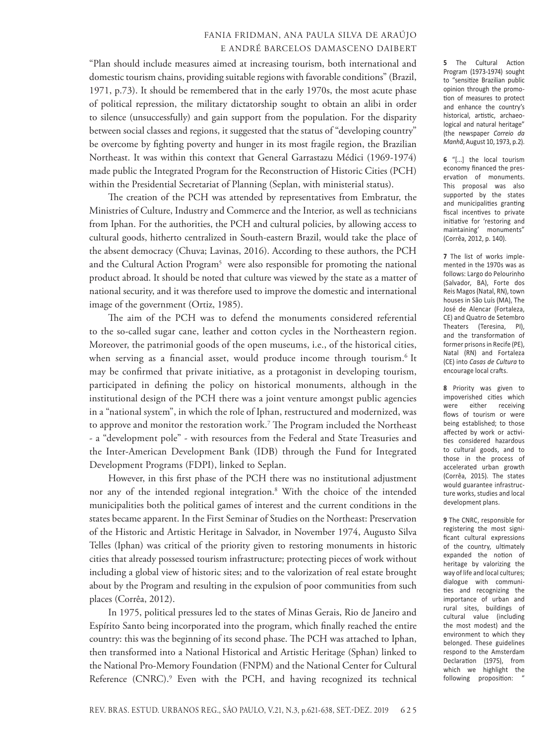"Plan should include measures aimed at increasing tourism, both international and domestic tourism chains, providing suitable regions with favorable conditions" (Brazil, 1971, p.73). It should be remembered that in the early 1970s, the most acute phase of political repression, the military dictatorship sought to obtain an alibi in order to silence (unsuccessfully) and gain support from the population. For the disparity between social classes and regions, it suggested that the status of "developing country" be overcome by fighting poverty and hunger in its most fragile region, the Brazilian Northeast. It was within this context that General Garrastazu Médici (1969-1974) made public the Integrated Program for the Reconstruction of Historic Cities (PCH) within the Presidential Secretariat of Planning (Seplan, with ministerial status).

The creation of the PCH was attended by representatives from Embratur, the Ministries of Culture, Industry and Commerce and the Interior, as well as technicians from Iphan. For the authorities, the PCH and cultural policies, by allowing access to cultural goods, hitherto centralized in South-eastern Brazil, would take the place of the absent democracy (Chuva; Lavinas, 2016). According to these authors, the PCH and the Cultural Action Program[5] were also responsible for promoting the national product abroad. It should be noted that culture was viewed by the state as a matter of national security, and it was therefore used to improve the domestic and international image of the government (Ortiz, 1985).

The aim of the PCH was to defend the monuments considered referential to the so-called sugar cane, leather and cotton cycles in the Northeastern region. Moreover, the patrimonial goods of the open museums, i.e., of the historical cities, when serving as a financial asset, would produce income through tourism.[6] It may be confirmed that private initiative, as a protagonist in developing tourism, participated in defining the policy on historical monuments, although in the institutional design of the PCH there was a joint venture amongst public agencies in a "national system", in which the role of Iphan, restructured and modernized, was to approve and monitor the restoration work.[7] The Program included the Northeast - a "development pole" - with resources from the Federal and State Treasuries and the Inter-American Development Bank (IDB) through the Fund for Integrated Development Programs (FDPI), linked to Seplan.

However, in this first phase of the PCH there was no institutional adjustment nor any of the intended regional integration.[8] With the choice of the intended municipalities both the political games of interest and the current conditions in the states became apparent. In the First Seminar of Studies on the Northeast: Preservation of the Historic and Artistic Heritage in Salvador, in November 1974, Augusto Silva Telles (Iphan) was critical of the priority given to restoring monuments in historic cities that already possessed tourism infrastructure; protecting pieces of work without including a global view of historic sites; and to the valorization of real estate brought about by the Program and resulting in the expulsion of poor communities from such places (Corrêa, 2012).

In 1975, political pressures led to the states of Minas Gerais, Rio de Janeiro and Espírito Santo being incorporated into the program, which finally reached the entire country: this was the beginning of its second phase. The PCH was attached to Iphan, then transformed into a National Historical and Artistic Heritage (Sphan) linked to the National Pro-Memory Foundation (FNPM) and the National Center for Cultural Reference (CNRC).[9] Even with the PCH, and having recognized its technical

---

**5** The Cultural Action Program (1973-1974) sought to "sensitize Brazilian public opinion through the promotion of measures to protect and enhance the country's historical, artistic, archaeological and natural heritage" (the newspaper *Correio da Manhã*, August 10, 1973, p.2).

**6** "[...] the local tourism economy financed the preservation of monuments. This proposal was also supported by the states and municipalities granting fiscal incentives to private initiative for 'restoring and maintaining' monuments" (Corrêa, 2012, p. 140).

**7** The list of works implemented in the 1970s was as follows: Largo do Pelourinho (Salvador, BA), Forte dos Reis Magos (Natal, RN), town houses in São Luís (MA), The José de Alencar (Fortaleza, CE) and Quatro de Setembro Theaters (Teresina, PI), and the transformation of former prisons in Recife (PE), Natal (RN) and Fortaleza (CE) into *Casas de Cultura* to encourage local crafts.

**8** Priority was given to impoverished cities which were either receiving flows of tourism or were being established; to those affected by work or activities considered hazardous to cultural goods, and to those in the process of accelerated urban growth (Corrêa, 2015). The states would guarantee infrastructure works, studies and local development plans.

**9** The CNRC, responsible for registering the most significant cultural expressions of the country, ultimately expanded the notion of heritage by valorizing the way of life and local cultures; dialogue with communities and recognizing the importance of urban and rural sites, buildings of cultural value (including the most modest) and the environment to which they belonged. These guidelines respond to the Amsterdam Declaration (1975), from which we highlight the following proposition: "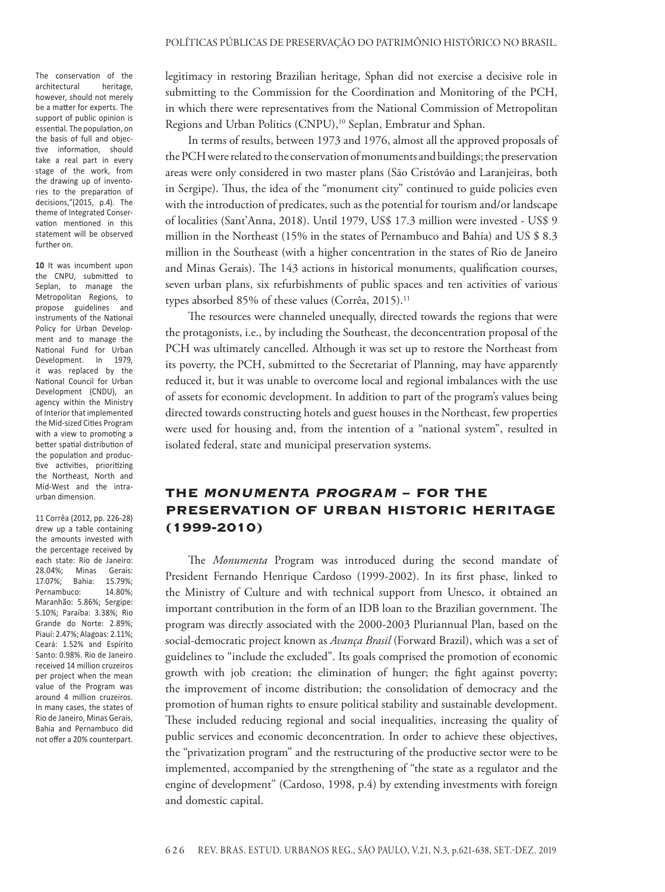legitimacy in restoring Brazilian heritage, Sphan did not exercise a decisive role in submitting to the Commission for the Coordination and Monitoring of the PCH, in which there were representatives from the National Commission of Metropolitan Regions and Urban Politics (CNPU),[10] Seplan, Embratur and Sphan.

In terms of results, between 1973 and 1976, almost all the approved proposals of the PCH were related to the conservation of monuments and buildings; the preservation areas were only considered in two master plans (São Cristóvão and Laranjeiras, both in Sergipe). Thus, the idea of the "monument city" continued to guide policies even with the introduction of predicates, such as the potential for tourism and/or landscape of localities (Sant'Anna, 2018). Until 1979, US$ 17.3 million were invested - US$ 9 million in the Northeast (15% in the states of Pernambuco and Bahia) and US $ 8.3 million in the Southeast (with a higher concentration in the states of Rio de Janeiro and Minas Gerais). The 143 actions in historical monuments, qualification courses, seven urban plans, six refurbishments of public spaces and ten activities of various types absorbed 85% of these values (Corrêa, 2015).[11]

The resources were channeled unequally, directed towards the regions that were the protagonists, i.e., by including the Southeast, the deconcentration proposal of the PCH was ultimately cancelled. Although it was set up to restore the Northeast from its poverty, the PCH, submitted to the Secretariat of Planning, may have apparently reduced it, but it was unable to overcome local and regional imbalances with the use of assets for economic development. In addition to part of the program's values being directed towards constructing hotels and guest houses in the Northeast, few properties were used for housing and, from the intention of a "national system", resulted in isolated federal, state and municipal preservation systems.

## THE *MONUMENTA PROGRAM* – FOR THE PRESERVATION OF URBAN HISTORIC HERITAGE (1999-2010)

The *Monumenta* Program was introduced during the second mandate of President Fernando Henrique Cardoso (1999-2002). In its first phase, linked to the Ministry of Culture and with technical support from Unesco, it obtained an important contribution in the form of an IDB loan to the Brazilian government. The program was directly associated with the 2000-2003 Pluriannual Plan, based on the social-democratic project known as *Avança Brasil* (Forward Brazil), which was a set of guidelines to "include the excluded". Its goals comprised the promotion of economic growth with job creation; the elimination of hunger; the fight against poverty; the improvement of income distribution; the consolidation of democracy and the promotion of human rights to ensure political stability and sustainable development. These included reducing regional and social inequalities, increasing the quality of public services and economic deconcentration. In order to achieve these objectives, the "privatization program" and the restructuring of the productive sector were to be implemented, accompanied by the strengthening of "the state as a regulator and the engine of development" (Cardoso, 1998, p.4) by extending investments with foreign and domestic capital.

---

The conservation of the architectural heritage, however, should not merely be a matter for experts. The support of public opinion is essential. The population, on the basis of full and objective information, should take a real part in every stage of the work, from the drawing up of inventories to the preparation of decisions,"(2015, p.4). The theme of Integrated Conservation mentioned in this statement will be observed further on.

**10** It was incumbent upon the CNPU, submitted to Seplan, to manage the Metropolitan Regions, to propose guidelines and instruments of the National Policy for Urban Development and to manage the National Fund for Urban Development. In 1979, it was replaced by the National Council for Urban Development (CNDU), an agency within the Ministry of Interior that implemented the Mid-sized Cities Program with a view to promoting a better spatial distribution of the population and productive activities, prioritizing the Northeast, North and Mid-West and the intra-urban dimension.

11 Corrêa (2012, pp. 226-28) drew up a table containing the amounts invested with the percentage received by each state: Rio de Janeiro: 28.04%; Minas Gerais: 17.07%; Bahia: 15.79%; Pernambuco: 14.80%; Maranhão: 5.86%; Sergipe: 5.10%; Paraíba: 3.38%; Rio Grande do Norte: 2.89%; Piauí: 2.47%; Alagoas: 2.11%; Ceará: 1.52% and Espírito Santo: 0.98%. Rio de Janeiro received 14 million cruzeiros per project when the mean value of the Program was around 4 million cruzeiros. In many cases, the states of Rio de Janeiro, Minas Gerais, Bahia and Pernambuco did not offer a 20% counterpart.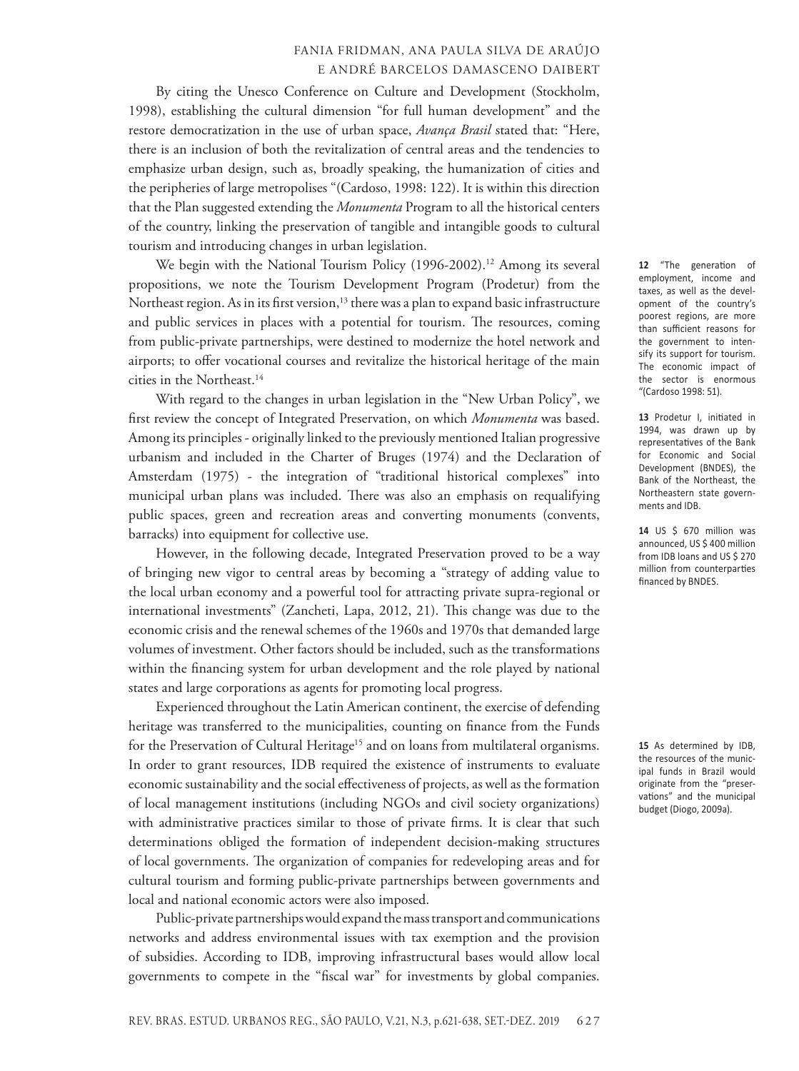By citing the Unesco Conference on Culture and Development (Stockholm, 1998), establishing the cultural dimension "for full human development" and the restore democratization in the use of urban space, *Avança Brasil* stated that: "Here, there is an inclusion of both the revitalization of central areas and the tendencies to emphasize urban design, such as, broadly speaking, the humanization of cities and the peripheries of large metropolises "(Cardoso, 1998: 122). It is within this direction that the Plan suggested extending the *Monumenta* Program to all the historical centers of the country, linking the preservation of tangible and intangible goods to cultural tourism and introducing changes in urban legislation.

We begin with the National Tourism Policy (1996-2002).[12] Among its several propositions, we note the Tourism Development Program (Prodetur) from the Northeast region. As in its first version,[13] there was a plan to expand basic infrastructure and public services in places with a potential for tourism. The resources, coming from public-private partnerships, were destined to modernize the hotel network and airports; to offer vocational courses and revitalize the historical heritage of the main cities in the Northeast.[14]

With regard to the changes in urban legislation in the "New Urban Policy", we first review the concept of Integrated Preservation, on which *Monumenta* was based. Among its principles - originally linked to the previously mentioned Italian progressive urbanism and included in the Charter of Bruges (1974) and the Declaration of Amsterdam (1975) - the integration of "traditional historical complexes" into municipal urban plans was included. There was also an emphasis on requalifying public spaces, green and recreation areas and converting monuments (convents, barracks) into equipment for collective use.

However, in the following decade, Integrated Preservation proved to be a way of bringing new vigor to central areas by becoming a "strategy of adding value to the local urban economy and a powerful tool for attracting private supra-regional or international investments" (Zancheti, Lapa, 2012, 21). This change was due to the economic crisis and the renewal schemes of the 1960s and 1970s that demanded large volumes of investment. Other factors should be included, such as the transformations within the financing system for urban development and the role played by national states and large corporations as agents for promoting local progress.

Experienced throughout the Latin American continent, the exercise of defending heritage was transferred to the municipalities, counting on finance from the Funds for the Preservation of Cultural Heritage[15] and on loans from multilateral organisms. In order to grant resources, IDB required the existence of instruments to evaluate economic sustainability and the social effectiveness of projects, as well as the formation of local management institutions (including NGOs and civil society organizations) with administrative practices similar to those of private firms. It is clear that such determinations obliged the formation of independent decision-making structures of local governments. The organization of companies for redeveloping areas and for cultural tourism and forming public-private partnerships between governments and local and national economic actors were also imposed.

Public-private partnerships would expand the mass transport and communications networks and address environmental issues with tax exemption and the provision of subsidies. According to IDB, improving infrastructural bases would allow local governments to compete in the "fiscal war" for investments by global companies.

---

**12** "The generation of employment, income and taxes, as well as the development of the country's poorest regions, are more than sufficient reasons for the government to intensify its support for tourism. The economic impact of the sector is enormous "(Cardoso 1998: 51).

**13** Prodetur I, initiated in 1994, was drawn up by representatives of the Bank for Economic and Social Development (BNDES), the Bank of the Northeast, the Northeastern state governments and IDB.

**14** US $ 670 million was announced, US $ 400 million from IDB loans and US $ 270 million from counterparties financed by BNDES.

**15** As determined by IDB, the resources of the municipal funds in Brazil would originate from the "preservations" and the municipal budget (Diogo, 2009a).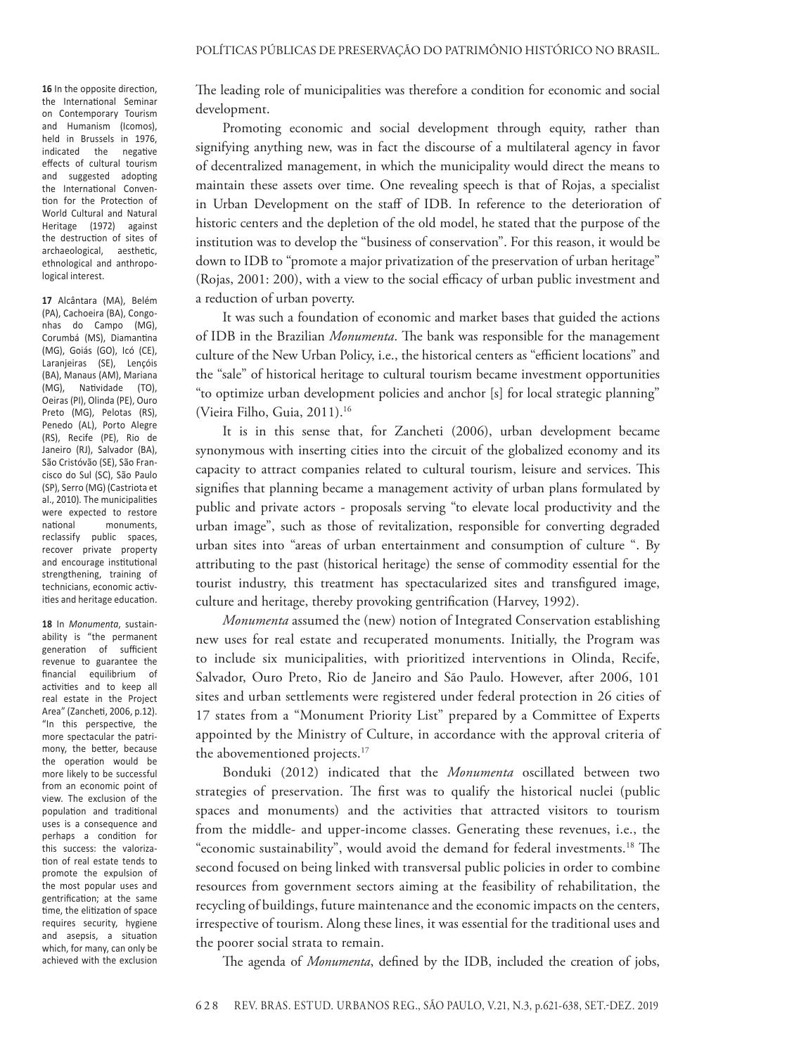The leading role of municipalities was therefore a condition for economic and social development.

Promoting economic and social development through equity, rather than signifying anything new, was in fact the discourse of a multilateral agency in favor of decentralized management, in which the municipality would direct the means to maintain these assets over time. One revealing speech is that of Rojas, a specialist in Urban Development on the staff of IDB. In reference to the deterioration of historic centers and the depletion of the old model, he stated that the purpose of the institution was to develop the "business of conservation". For this reason, it would be down to IDB to "promote a major privatization of the preservation of urban heritage" (Rojas, 2001: 200), with a view to the social efficacy of urban public investment and a reduction of urban poverty.

It was such a foundation of economic and market bases that guided the actions of IDB in the Brazilian *Monumenta*. The bank was responsible for the management culture of the New Urban Policy, i.e., the historical centers as "efficient locations" and the "sale" of historical heritage to cultural tourism became investment opportunities "to optimize urban development policies and anchor [s] for local strategic planning" (Vieira Filho, Guia, 2011).[16]

It is in this sense that, for Zancheti (2006), urban development became synonymous with inserting cities into the circuit of the globalized economy and its capacity to attract companies related to cultural tourism, leisure and services. This signifies that planning became a management activity of urban plans formulated by public and private actors - proposals serving "to elevate local productivity and the urban image", such as those of revitalization, responsible for converting degraded urban sites into "areas of urban entertainment and consumption of culture ". By attributing to the past (historical heritage) the sense of commodity essential for the tourist industry, this treatment has spectacularized sites and transfigured image, culture and heritage, thereby provoking gentrification (Harvey, 1992).

*Monumenta* assumed the (new) notion of Integrated Conservation establishing new uses for real estate and recuperated monuments. Initially, the Program was to include six municipalities, with prioritized interventions in Olinda, Recife, Salvador, Ouro Preto, Rio de Janeiro and São Paulo. However, after 2006, 101 sites and urban settlements were registered under federal protection in 26 cities of 17 states from a "Monument Priority List" prepared by a Committee of Experts appointed by the Ministry of Culture, in accordance with the approval criteria of the abovementioned projects.[17]

Bonduki (2012) indicated that the *Monumenta* oscillated between two strategies of preservation. The first was to qualify the historical nuclei (public spaces and monuments) and the activities that attracted visitors to tourism from the middle- and upper-income classes. Generating these revenues, i.e., the "economic sustainability", would avoid the demand for federal investments.[18] The second focused on being linked with transversal public policies in order to combine resources from government sectors aiming at the feasibility of rehabilitation, the recycling of buildings, future maintenance and the economic impacts on the centers, irrespective of tourism. Along these lines, it was essential for the traditional uses and the poorer social strata to remain.

The agenda of *Monumenta*, defined by the IDB, included the creation of jobs,

**16** In the opposite direction, the International Seminar on Contemporary Tourism and Humanism (Icomos), held in Brussels in 1976, indicated the negative effects of cultural tourism and suggested adopting the International Convention for the Protection of World Cultural and Natural Heritage (1972) against the destruction of sites of archaeological, aesthetic, ethnological and anthropological interest.

**17** Alcântara (MA), Belém (PA), Cachoeira (BA), Congonhas do Campo (MG), Corumbá (MS), Diamantina (MG), Goiás (GO), Icó (CE), Laranjeiras (SE), Lençóis (BA), Manaus (AM), Mariana (MG), Natividade (TO), Oeiras (PI), Olinda (PE), Ouro Preto (MG), Pelotas (RS), Penedo (AL), Porto Alegre (RS), Recife (PE), Rio de Janeiro (RJ), Salvador (BA), São Cristóvão (SE), São Francisco do Sul (SC), São Paulo (SP), Serro (MG) (Castriota et al., 2010). The municipalities were expected to restore national monuments, reclassify public spaces, recover private property and encourage institutional strengthening, training of technicians, economic activities and heritage education.

**18** In *Monumenta*, sustainability is "the permanent generation of sufficient revenue to guarantee the financial equilibrium of activities and to keep all real estate in the Project Area" (Zancheti, 2006, p.12). "In this perspective, the more spectacular the patrimony, the better, because the operation would be more likely to be successful from an economic point of view. The exclusion of the population and traditional uses is a consequence and perhaps a condition for this success: the valorization of real estate tends to promote the expulsion of the most popular uses and gentrification; at the same time, the elitization of space requires security, hygiene and asepsis, a situation which, for many, can only be achieved with the exclusion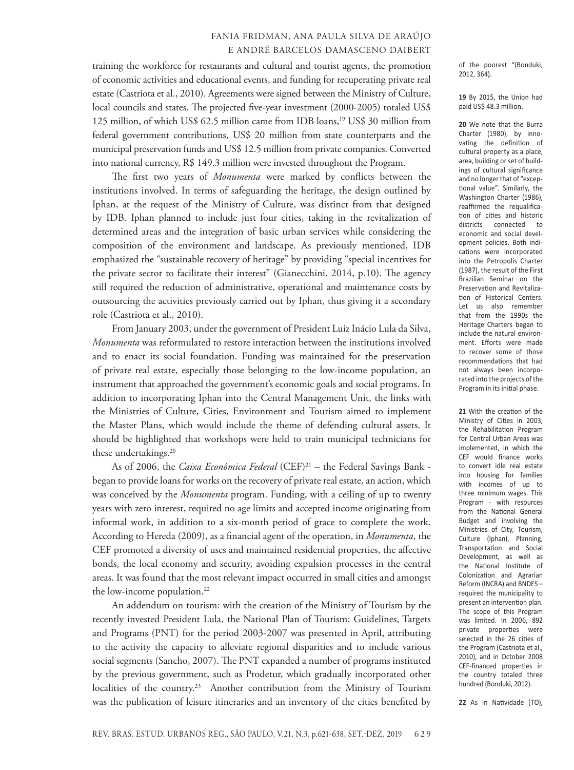training the workforce for restaurants and cultural and tourist agents, the promotion of economic activities and educational events, and funding for recuperating private real estate (Castriota et al., 2010). Agreements were signed between the Ministry of Culture, local councils and states. The projected five-year investment (2000-2005) totaled US$ 125 million, of which US$ 62.5 million came from IDB loans,[19] US$ 30 million from federal government contributions, US$ 20 million from state counterparts and the municipal preservation funds and US$ 12.5 million from private companies. Converted into national currency, R$ 149.3 million were invested throughout the Program.

The first two years of *Monumenta* were marked by conflicts between the institutions involved. In terms of safeguarding the heritage, the design outlined by Iphan, at the request of the Ministry of Culture, was distinct from that designed by IDB. Iphan planned to include just four cities, taking in the revitalization of determined areas and the integration of basic urban services while considering the composition of the environment and landscape. As previously mentioned, IDB emphasized the "sustainable recovery of heritage" by providing "special incentives for the private sector to facilitate their interest" (Gianecchini, 2014, p.10). The agency still required the reduction of administrative, operational and maintenance costs by outsourcing the activities previously carried out by Iphan, thus giving it a secondary role (Castriota et al., 2010).

From January 2003, under the government of President Luiz Inácio Lula da Silva, *Monumenta* was reformulated to restore interaction between the institutions involved and to enact its social foundation. Funding was maintained for the preservation of private real estate, especially those belonging to the low-income population, an instrument that approached the government's economic goals and social programs. In addition to incorporating Iphan into the Central Management Unit, the links with the Ministries of Culture, Cities, Environment and Tourism aimed to implement the Master Plans, which would include the theme of defending cultural assets. It should be highlighted that workshops were held to train municipal technicians for these undertakings.[20]

As of 2006, the *Caixa Econômica Federal* (CEF)[21] – the Federal Savings Bank - began to provide loans for works on the recovery of private real estate, an action, which was conceived by the *Monumenta* program. Funding, with a ceiling of up to twenty years with zero interest, required no age limits and accepted income originating from informal work, in addition to a six-month period of grace to complete the work. According to Hereda (2009), as a financial agent of the operation, in *Monumenta*, the CEF promoted a diversity of uses and maintained residential properties, the affective bonds, the local economy and security, avoiding expulsion processes in the central areas. It was found that the most relevant impact occurred in small cities and amongst the low-income population.[22]

An addendum on tourism: with the creation of the Ministry of Tourism by the recently invested President Lula, the National Plan of Tourism: Guidelines, Targets and Programs (PNT) for the period 2003-2007 was presented in April, attributing to the activity the capacity to alleviate regional disparities and to include various social segments (Sancho, 2007). The PNT expanded a number of programs instituted by the previous government, such as Prodetur, which gradually incorporated other localities of the country.[23] Another contribution from the Ministry of Tourism was the publication of leisure itineraries and an inventory of the cities benefited by

of the poorest "(Bonduki, 2012, 364).

**19** By 2015, the Union had paid US$ 48.3 million.

**20** We note that the Burra Charter (1980), by innovating the definition of cultural property as a place, area, building or set of buildings of cultural significance and no longer that of "exceptional value". Similarly, the Washington Charter (1986), reaffirmed the requalification of cities and historic districts connected to economic and social development policies. Both indications were incorporated into the Petropolis Charter (1987), the result of the First Brazilian Seminar on the Preservation and Revitalization of Historical Centers. Let us also remember that from the 1990s the Heritage Charters began to include the natural environment. Efforts were made to recover some of those recommendations that had not always been incorporated into the projects of the Program in its initial phase.

**21** With the creation of the Ministry of Cities in 2003, the Rehabilitation Program for Central Urban Areas was implemented, in which the CEF would finance works to convert idle real estate into housing for families with incomes of up to three minimum wages. This Program - with resources from the National General Budget and involving the Ministries of City, Tourism, Culture (Iphan), Planning, Transportation and Social Development, as well as the National Institute of Colonization and Agrarian Reform (INCRA) and BNDES – required the municipality to present an intervention plan. The scope of this Program was limited. In 2006, 892 private properties were selected in the 26 cities of the Program (Castriota et al., 2010), and in October 2008 CEF-financed properties in the country totaled three hundred (Bonduki, 2012).

**22** As in Natividade (TO),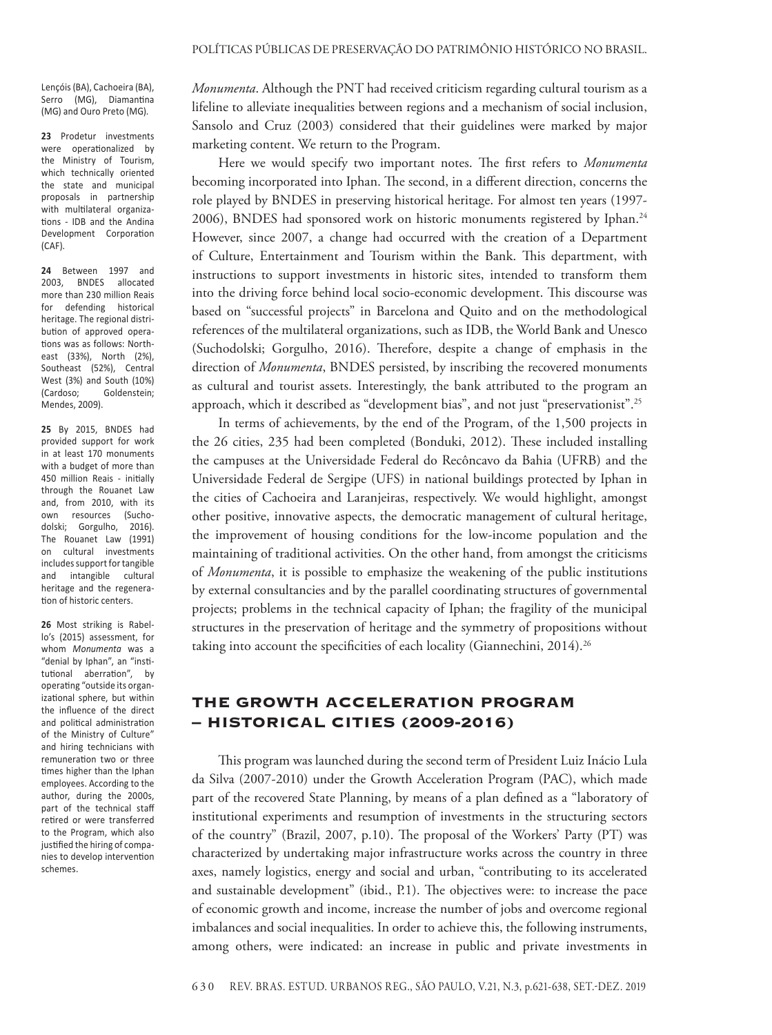*Monumenta*. Although the PNT had received criticism regarding cultural tourism as a lifeline to alleviate inequalities between regions and a mechanism of social inclusion, Sansolo and Cruz (2003) considered that their guidelines were marked by major marketing content. We return to the Program.

Here we would specify two important notes. The first refers to *Monumenta* becoming incorporated into Iphan. The second, in a different direction, concerns the role played by BNDES in preserving historical heritage. For almost ten years (1997-2006), BNDES had sponsored work on historic monuments registered by Iphan.[24] However, since 2007, a change had occurred with the creation of a Department of Culture, Entertainment and Tourism within the Bank. This department, with instructions to support investments in historic sites, intended to transform them into the driving force behind local socio-economic development. This discourse was based on "successful projects" in Barcelona and Quito and on the methodological references of the multilateral organizations, such as IDB, the World Bank and Unesco (Suchodolski; Gorgulho, 2016). Therefore, despite a change of emphasis in the direction of *Monumenta*, BNDES persisted, by inscribing the recovered monuments as cultural and tourist assets. Interestingly, the bank attributed to the program an approach, which it described as "development bias", and not just "preservationist".[25]

In terms of achievements, by the end of the Program, of the 1,500 projects in the 26 cities, 235 had been completed (Bonduki, 2012). These included installing the campuses at the Universidade Federal do Recôncavo da Bahia (UFRB) and the Universidade Federal de Sergipe (UFS) in national buildings protected by Iphan in the cities of Cachoeira and Laranjeiras, respectively. We would highlight, amongst other positive, innovative aspects, the democratic management of cultural heritage, the improvement of housing conditions for the low-income population and the maintaining of traditional activities. On the other hand, from amongst the criticisms of *Monumenta*, it is possible to emphasize the weakening of the public institutions by external consultancies and by the parallel coordinating structures of governmental projects; problems in the technical capacity of Iphan; the fragility of the municipal structures in the preservation of heritage and the symmetry of propositions without taking into account the specificities of each locality (Giannechini, 2014).[26]

## THE GROWTH ACCELERATION PROGRAM – HISTORICAL CITIES (2009-2016)

This program was launched during the second term of President Luiz Inácio Lula da Silva (2007-2010) under the Growth Acceleration Program (PAC), which made part of the recovered State Planning, by means of a plan defined as a "laboratory of institutional experiments and resumption of investments in the structuring sectors of the country" (Brazil, 2007, p.10). The proposal of the Workers' Party (PT) was characterized by undertaking major infrastructure works across the country in three axes, namely logistics, energy and social and urban, "contributing to its accelerated and sustainable development" (ibid., P.1). The objectives were: to increase the pace of economic growth and income, increase the number of jobs and overcome regional imbalances and social inequalities. In order to achieve this, the following instruments, among others, were indicated: an increase in public and private investments in

---

Lençóis (BA), Cachoeira (BA), Serro (MG), Diamantina (MG) and Ouro Preto (MG).

**23** Prodetur investments were operationalized by the Ministry of Tourism, which technically oriented the state and municipal proposals in partnership with multilateral organizations - IDB and the Andina Development Corporation (CAF).

**24** Between 1997 and 2003, BNDES allocated more than 230 million Reais for defending historical heritage. The regional distribution of approved operations was as follows: Northeast (33%), North (2%), Southeast (52%), Central West (3%) and South (10%) (Cardoso; Goldenstein; Mendes, 2009).

**25** By 2015, BNDES had provided support for work in at least 170 monuments with a budget of more than 450 million Reais - initially through the Rouanet Law and, from 2010, with its own resources (Suchodolski; Gorgulho, 2016). The Rouanet Law (1991) on cultural investments includes support for tangible and intangible cultural heritage and the regeneration of historic centers.

**26** Most striking is Rabello's (2015) assessment, for whom *Monumenta* was a "denial by Iphan", an "institutional aberration", by operating "outside its organizational sphere, but within the influence of the direct and political administration of the Ministry of Culture" and hiring technicians with remuneration two or three times higher than the Iphan employees. According to the author, during the 2000s, part of the technical staff retired or were transferred to the Program, which also justified the hiring of companies to develop intervention schemes.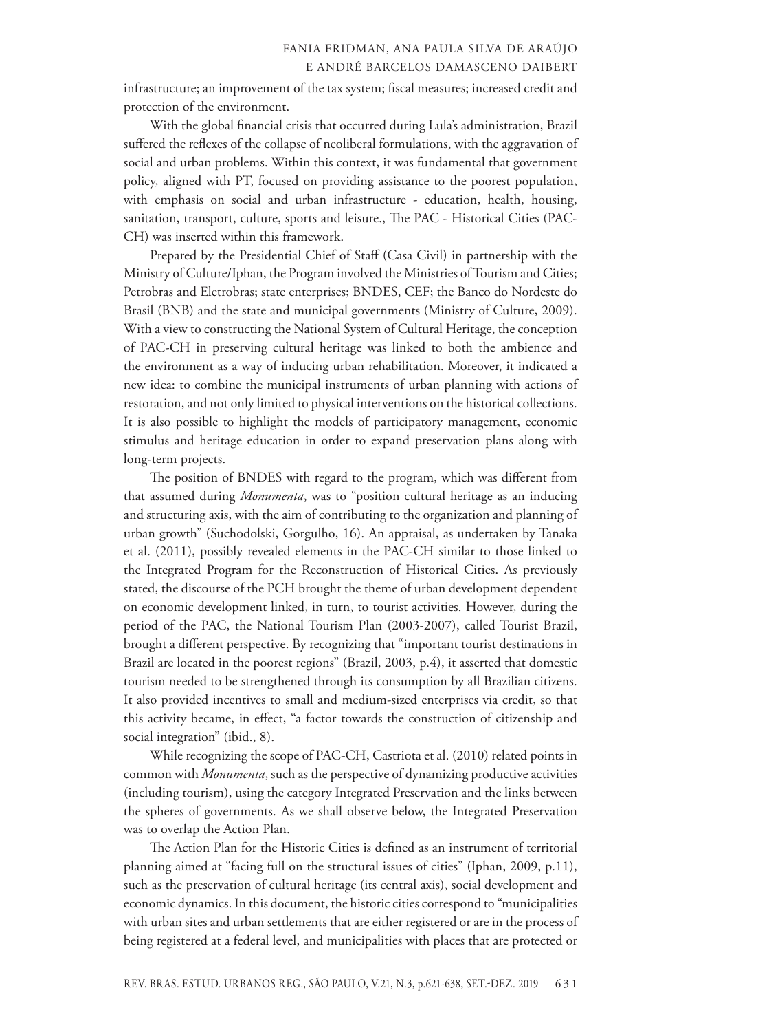infrastructure; an improvement of the tax system; fiscal measures; increased credit and protection of the environment.

With the global financial crisis that occurred during Lula's administration, Brazil suffered the reflexes of the collapse of neoliberal formulations, with the aggravation of social and urban problems. Within this context, it was fundamental that government policy, aligned with PT, focused on providing assistance to the poorest population, with emphasis on social and urban infrastructure - education, health, housing, sanitation, transport, culture, sports and leisure., The PAC - Historical Cities (PAC-CH) was inserted within this framework.

Prepared by the Presidential Chief of Staff (Casa Civil) in partnership with the Ministry of Culture/Iphan, the Program involved the Ministries of Tourism and Cities; Petrobras and Eletrobras; state enterprises; BNDES, CEF; the Banco do Nordeste do Brasil (BNB) and the state and municipal governments (Ministry of Culture, 2009). With a view to constructing the National System of Cultural Heritage, the conception of PAC-CH in preserving cultural heritage was linked to both the ambience and the environment as a way of inducing urban rehabilitation. Moreover, it indicated a new idea: to combine the municipal instruments of urban planning with actions of restoration, and not only limited to physical interventions on the historical collections. It is also possible to highlight the models of participatory management, economic stimulus and heritage education in order to expand preservation plans along with long-term projects.

The position of BNDES with regard to the program, which was different from that assumed during *Monumenta*, was to "position cultural heritage as an inducing and structuring axis, with the aim of contributing to the organization and planning of urban growth" (Suchodolski, Gorgulho, 16). An appraisal, as undertaken by Tanaka et al. (2011), possibly revealed elements in the PAC-CH similar to those linked to the Integrated Program for the Reconstruction of Historical Cities. As previously stated, the discourse of the PCH brought the theme of urban development dependent on economic development linked, in turn, to tourist activities. However, during the period of the PAC, the National Tourism Plan (2003-2007), called Tourist Brazil, brought a different perspective. By recognizing that "important tourist destinations in Brazil are located in the poorest regions" (Brazil, 2003, p.4), it asserted that domestic tourism needed to be strengthened through its consumption by all Brazilian citizens. It also provided incentives to small and medium-sized enterprises via credit, so that this activity became, in effect, "a factor towards the construction of citizenship and social integration" (ibid., 8).

While recognizing the scope of PAC-CH, Castriota et al. (2010) related points in common with *Monumenta*, such as the perspective of dynamizing productive activities (including tourism), using the category Integrated Preservation and the links between the spheres of governments. As we shall observe below, the Integrated Preservation was to overlap the Action Plan.

The Action Plan for the Historic Cities is defined as an instrument of territorial planning aimed at "facing full on the structural issues of cities" (Iphan, 2009, p.11), such as the preservation of cultural heritage (its central axis), social development and economic dynamics. In this document, the historic cities correspond to "municipalities with urban sites and urban settlements that are either registered or are in the process of being registered at a federal level, and municipalities with places that are protected or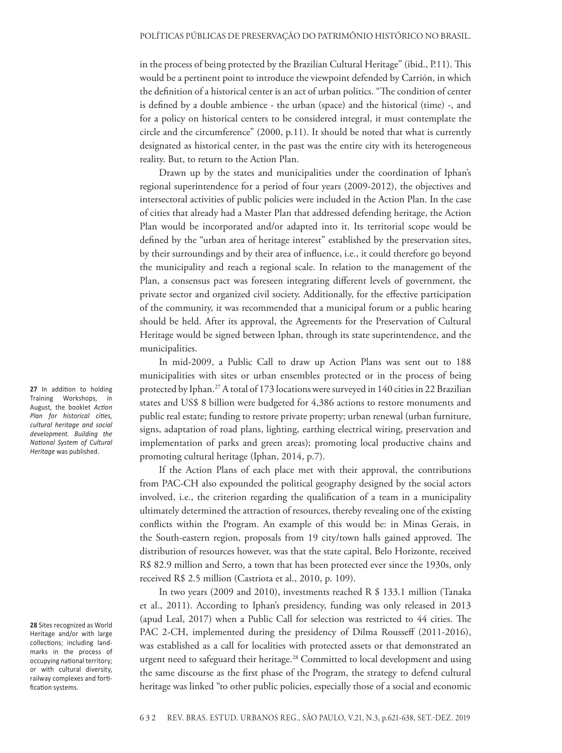in the process of being protected by the Brazilian Cultural Heritage" (ibid., P.11). This would be a pertinent point to introduce the viewpoint defended by Carrión, in which the definition of a historical center is an act of urban politics. "The condition of center is defined by a double ambience - the urban (space) and the historical (time) -, and for a policy on historical centers to be considered integral, it must contemplate the circle and the circumference" (2000, p.11). It should be noted that what is currently designated as historical center, in the past was the entire city with its heterogeneous reality. But, to return to the Action Plan.

Drawn up by the states and municipalities under the coordination of Iphan's regional superintendence for a period of four years (2009-2012), the objectives and intersectoral activities of public policies were included in the Action Plan. In the case of cities that already had a Master Plan that addressed defending heritage, the Action Plan would be incorporated and/or adapted into it. Its territorial scope would be defined by the "urban area of heritage interest" established by the preservation sites, by their surroundings and by their area of influence, i.e., it could therefore go beyond the municipality and reach a regional scale. In relation to the management of the Plan, a consensus pact was foreseen integrating different levels of government, the private sector and organized civil society. Additionally, for the effective participation of the community, it was recommended that a municipal forum or a public hearing should be held. After its approval, the Agreements for the Preservation of Cultural Heritage would be signed between Iphan, through its state superintendence, and the municipalities.

In mid-2009, a Public Call to draw up Action Plans was sent out to 188 municipalities with sites or urban ensembles protected or in the process of being protected by Iphan.[27] A total of 173 locations were surveyed in 140 cities in 22 Brazilian states and US$ 8 billion were budgeted for 4,386 actions to restore monuments and public real estate; funding to restore private property; urban renewal (urban furniture, signs, adaptation of road plans, lighting, earthing electrical wiring, preservation and implementation of parks and green areas); promoting local productive chains and promoting cultural heritage (Iphan, 2014, p.7).

If the Action Plans of each place met with their approval, the contributions from PAC-CH also expounded the political geography designed by the social actors involved, i.e., the criterion regarding the qualification of a team in a municipality ultimately determined the attraction of resources, thereby revealing one of the existing conflicts within the Program. An example of this would be: in Minas Gerais, in the South-eastern region, proposals from 19 city/town halls gained approved. The distribution of resources however, was that the state capital, Belo Horizonte, received R$ 82.9 million and Serro, a town that has been protected ever since the 1930s, only received R$ 2.5 million (Castriota et al., 2010, p. 109).

In two years (2009 and 2010), investments reached R $ 133.1 million (Tanaka et al., 2011). According to Iphan's presidency, funding was only released in 2013 (apud Leal, 2017) when a Public Call for selection was restricted to 44 cities. The PAC 2-CH, implemented during the presidency of Dilma Rousseff (2011-2016), was established as a call for localities with protected assets or that demonstrated an urgent need to safeguard their heritage.[28] Committed to local development and using the same discourse as the first phase of the Program, the strategy to defend cultural heritage was linked "to other public policies, especially those of a social and economic

**27** In addition to holding Training Workshops, in August, the booklet *Action Plan for historical cities, cultural heritage and social development. Building the National System of Cultural Heritage* was published.

**28** Sites recognized as World Heritage and/or with large collections; including landmarks in the process of occupying national territory; or with cultural diversity, railway complexes and fortification systems.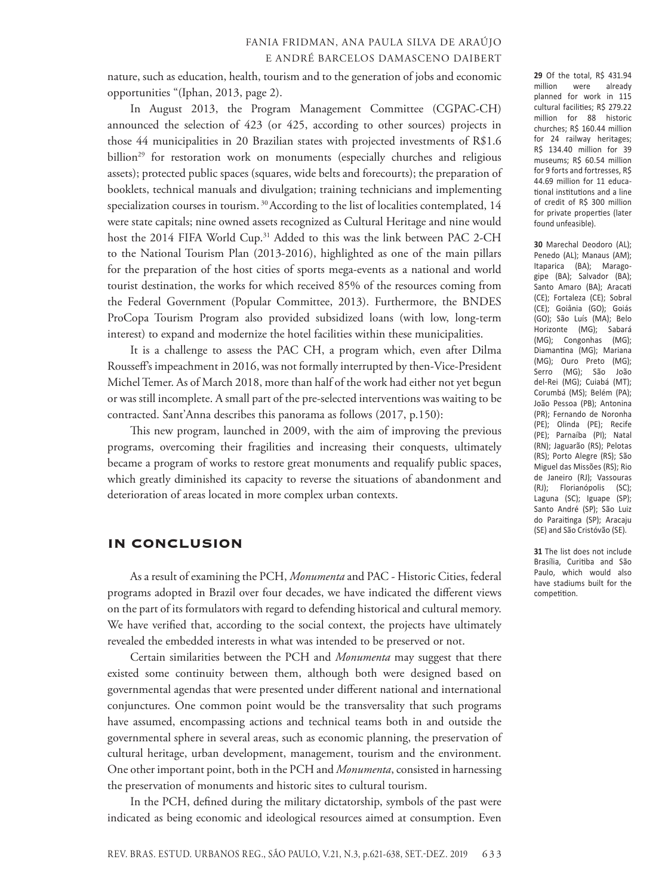nature, such as education, health, tourism and to the generation of jobs and economic opportunities "(Iphan, 2013, page 2).

In August 2013, the Program Management Committee (CGPAC-CH) announced the selection of 423 (or 425, according to other sources) projects in those 44 municipalities in 20 Brazilian states with projected investments of R$1.6 billion[29] for restoration work on monuments (especially churches and religious assets); protected public spaces (squares, wide belts and forecourts); the preparation of booklets, technical manuals and divulgation; training technicians and implementing specialization courses in tourism. [30] According to the list of localities contemplated, 14 were state capitals; nine owned assets recognized as Cultural Heritage and nine would host the 2014 FIFA World Cup.[31] Added to this was the link between PAC 2-CH to the National Tourism Plan (2013-2016), highlighted as one of the main pillars for the preparation of the host cities of sports mega-events as a national and world tourist destination, the works for which received 85% of the resources coming from the Federal Government (Popular Committee, 2013). Furthermore, the BNDES ProCopa Tourism Program also provided subsidized loans (with low, long-term interest) to expand and modernize the hotel facilities within these municipalities.

It is a challenge to assess the PAC CH, a program which, even after Dilma Rousseff's impeachment in 2016, was not formally interrupted by then-Vice-President Michel Temer. As of March 2018, more than half of the work had either not yet begun or was still incomplete. A small part of the pre-selected interventions was waiting to be contracted. Sant'Anna describes this panorama as follows (2017, p.150):

> This new program, launched in 2009, with the aim of improving the previous programs, overcoming their fragilities and increasing their conquests, ultimately became a program of works to restore great monuments and requalify public spaces, which greatly diminished its capacity to reverse the situations of abandonment and deterioration of areas located in more complex urban contexts.

## IN CONCLUSION

As a result of examining the PCH, *Monumenta* and PAC - Historic Cities, federal programs adopted in Brazil over four decades, we have indicated the different views on the part of its formulators with regard to defending historical and cultural memory. We have verified that, according to the social context, the projects have ultimately revealed the embedded interests in what was intended to be preserved or not.

Certain similarities between the PCH and *Monumenta* may suggest that there existed some continuity between them, although both were designed based on governmental agendas that were presented under different national and international conjunctures. One common point would be the transversality that such programs have assumed, encompassing actions and technical teams both in and outside the governmental sphere in several areas, such as economic planning, the preservation of cultural heritage, urban development, management, tourism and the environment. One other important point, both in the PCH and *Monumenta*, consisted in harnessing the preservation of monuments and historic sites to cultural tourism.

In the PCH, defined during the military dictatorship, symbols of the past were indicated as being economic and ideological resources aimed at consumption. Even

---

**29** Of the total, R$ 431.94 million were already planned for work in 115 cultural facilities; R$ 279.22 million for 88 historic churches; R$ 160.44 million for 24 railway heritages; R$ 134.40 million for 39 museums; R$ 60.54 million for 9 forts and fortresses, R$ 44.69 million for 11 educational institutions and a line of credit of R$ 300 million for private properties (later found unfeasible).

**30** Marechal Deodoro (AL); Penedo (AL); Manaus (AM); Itaparica (BA); Maragogipe (BA); Salvador (BA); Santo Amaro (BA); Aracati (CE); Fortaleza (CE); Sobral (CE); Goiânia (GO); Goiás (GO); São Luís (MA); Belo Horizonte (MG); Sabará (MG); Congonhas (MG); Diamantina (MG); Mariana (MG); Ouro Preto (MG); Serro (MG); São João del-Rei (MG); Cuiabá (MT); Corumbá (MS); Belém (PA); João Pessoa (PB); Antonina (PR); Fernando de Noronha (PE); Olinda (PE); Recife (PE); Parnaíba (PI); Natal (RN); Jaguarão (RS); Pelotas (RS); Porto Alegre (RS); São Miguel das Missões (RS); Rio de Janeiro (RJ); Vassouras (RJ); Florianópolis (SC); Laguna (SC); Iguape (SP); Santo André (SP); São Luiz do Paraitinga (SP); Aracaju (SE) and São Cristóvão (SE).

**31** The list does not include Brasília, Curitiba and São Paulo, which would also have stadiums built for the competition.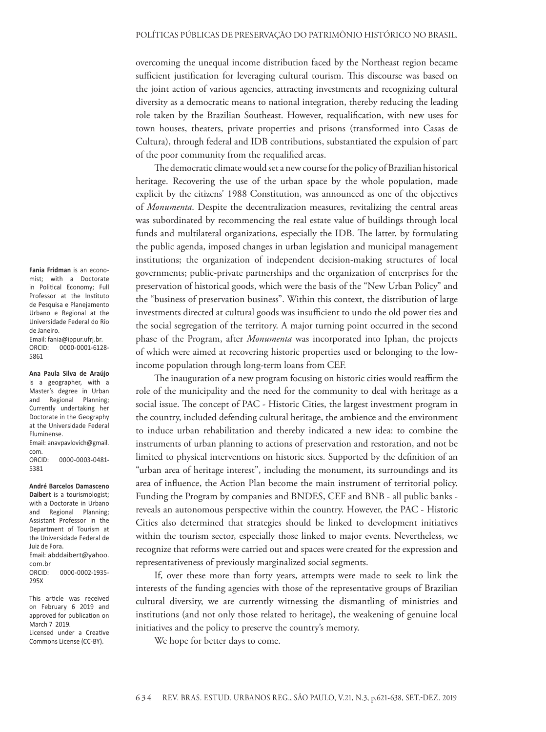overcoming the unequal income distribution faced by the Northeast region became sufficient justification for leveraging cultural tourism. This discourse was based on the joint action of various agencies, attracting investments and recognizing cultural diversity as a democratic means to national integration, thereby reducing the leading role taken by the Brazilian Southeast. However, requalification, with new uses for town houses, theaters, private properties and prisons (transformed into Casas de Cultura), through federal and IDB contributions, substantiated the expulsion of part of the poor community from the requalified areas.

The democratic climate would set a new course for the policy of Brazilian historical heritage. Recovering the use of the urban space by the whole population, made explicit by the citizens' 1988 Constitution, was announced as one of the objectives of *Monumenta*. Despite the decentralization measures, revitalizing the central areas was subordinated by recommencing the real estate value of buildings through local funds and multilateral organizations, especially the IDB. The latter, by formulating the public agenda, imposed changes in urban legislation and municipal management institutions; the organization of independent decision-making structures of local governments; public-private partnerships and the organization of enterprises for the preservation of historical goods, which were the basis of the "New Urban Policy" and the "business of preservation business". Within this context, the distribution of large investments directed at cultural goods was insufficient to undo the old power ties and the social segregation of the territory. A major turning point occurred in the second phase of the Program, after *Monumenta* was incorporated into Iphan, the projects of which were aimed at recovering historic properties used or belonging to the low-income population through long-term loans from CEF.

The inauguration of a new program focusing on historic cities would reaffirm the role of the municipality and the need for the community to deal with heritage as a social issue. The concept of PAC - Historic Cities, the largest investment program in the country, included defending cultural heritage, the ambience and the environment to induce urban rehabilitation and thereby indicated a new idea: to combine the instruments of urban planning to actions of preservation and restoration, and not be limited to physical interventions on historic sites. Supported by the definition of an "urban area of heritage interest", including the monument, its surroundings and its area of influence, the Action Plan become the main instrument of territorial policy. Funding the Program by companies and BNDES, CEF and BNB - all public banks - reveals an autonomous perspective within the country. However, the PAC - Historic Cities also determined that strategies should be linked to development initiatives within the tourism sector, especially those linked to major events. Nevertheless, we recognize that reforms were carried out and spaces were created for the expression and representativeness of previously marginalized social segments.

If, over these more than forty years, attempts were made to seek to link the interests of the funding agencies with those of the representative groups of Brazilian cultural diversity, we are currently witnessing the dismantling of ministries and institutions (and not only those related to heritage), the weakening of genuine local initiatives and the policy to preserve the country's memory.

We hope for better days to come.

**Fania Fridman** is an economist; with a Doctorate in Political Economy; Full Professor at the Instituto de Pesquisa e Planejamento Urbano e Regional at the Universidade Federal do Rio de Janeiro.
Email: fania@ippur.ufrj.br.
ORCID: 0000-0001-6128-5861

**Ana Paula Silva de Araújo** is a geographer, with a Master's degree in Urban and Regional Planning; Currently undertaking her Doctorate in the Geography at the Universidade Federal Fluminense.
Email: anavpavlovich@gmail.com.
ORCID: 0000-0003-0481-5381

**André Barcelos Damasceno Daibert** is a tourismologist; with a Doctorate in Urbano and Regional Planning; Assistant Professor in the Department of Tourism at the Universidade Federal de Juiz de Fora.
Email: abddaibert@yahoo.com.br
ORCID: 0000-0002-1935-295X

This article was received on February 6 2019 and approved for publication on March 7 2019.
Licensed under a Creative Commons License (CC-BY).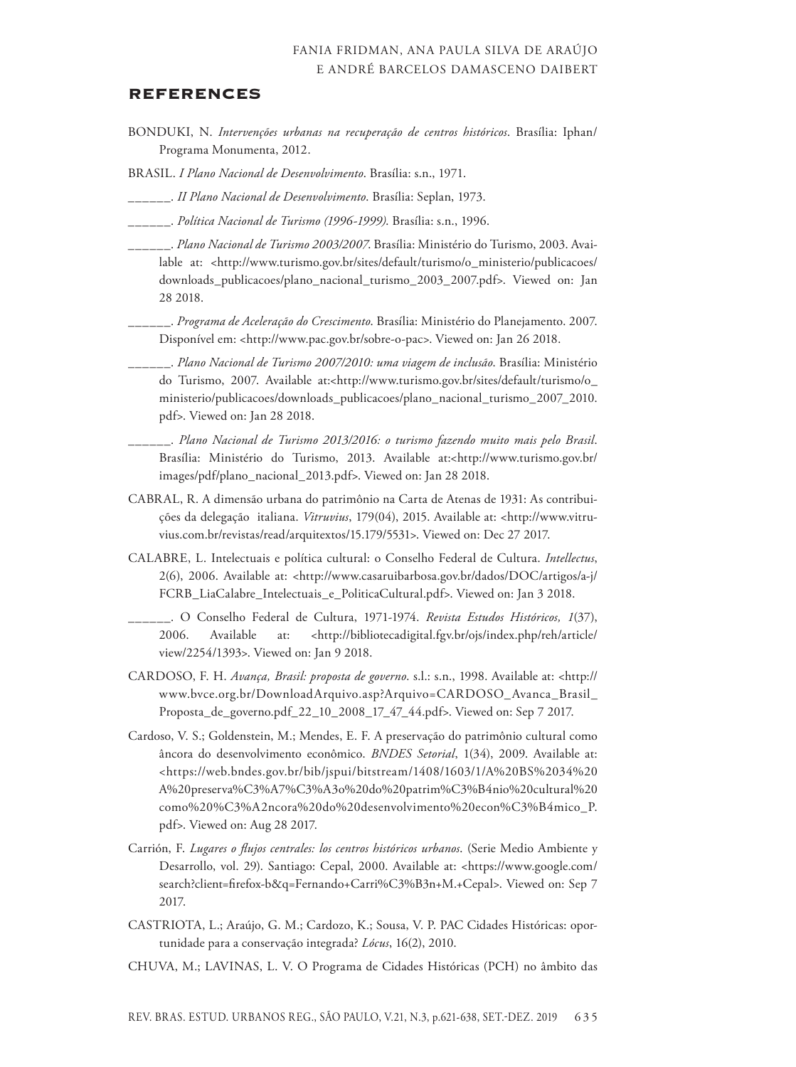## REFERENCES

BONDUKI, N. *Intervenções urbanas na recuperação de centros históricos*. Brasília: Iphan/ Programa Monumenta, 2012.

BRASIL. *I Plano Nacional de Desenvolvimento*. Brasília: s.n., 1971.

\_\_\_\_\_\_. *II Plano Nacional de Desenvolvimento*. Brasília: Seplan, 1973.

\_\_\_\_\_\_. *Política Nacional de Turismo (1996-1999)*. Brasília: s.n., 1996.

\_\_\_\_\_\_. *Plano Nacional de Turismo 2003/2007*. Brasília: Ministério do Turismo, 2003. Available at: <http://www.turismo.gov.br/sites/default/turismo/o_ministerio/publicacoes/downloads_publicacoes/plano_nacional_turismo_2003_2007.pdf>. Viewed on: Jan 28 2018.

\_\_\_\_\_\_. *Programa de Aceleração do Crescimento*. Brasília: Ministério do Planejamento. 2007. Disponível em: <http://www.pac.gov.br/sobre-o-pac>. Viewed on: Jan 26 2018.

\_\_\_\_\_\_. *Plano Nacional de Turismo 2007/2010: uma viagem de inclusão*. Brasília: Ministério do Turismo, 2007. Available at:<http://www.turismo.gov.br/sites/default/turismo/o_ministerio/publicacoes/downloads_publicacoes/plano_nacional_turismo_2007_2010.pdf>. Viewed on: Jan 28 2018.

\_\_\_\_\_\_. *Plano Nacional de Turismo 2013/2016: o turismo fazendo muito mais pelo Brasil*. Brasília: Ministério do Turismo, 2013. Available at:<http://www.turismo.gov.br/images/pdf/plano_nacional_2013.pdf>. Viewed on: Jan 28 2018.

CABRAL, R. A dimensão urbana do patrimônio na Carta de Atenas de 1931: As contribuições da delegação italiana. *Vitruvius*, 179(04), 2015. Available at: <http://www.vitruvius.com.br/revistas/read/arquitextos/15.179/5531>. Viewed on: Dec 27 2017.

CALABRE, L. Intelectuais e política cultural: o Conselho Federal de Cultura. *Intellectus*, 2(6), 2006. Available at: <http://www.casaruibarbosa.gov.br/dados/DOC/artigos/a-j/FCRB_LiaCalabre_Intelectuais_e_PoliticaCultural.pdf>. Viewed on: Jan 3 2018.

\_\_\_\_\_\_. O Conselho Federal de Cultura, 1971-1974. *Revista Estudos Históricos, 1*(37), 2006. Available at: <http://bibliotecadigital.fgv.br/ojs/index.php/reh/article/view/2254/1393>. Viewed on: Jan 9 2018.

CARDOSO, F. H. *Avança, Brasil: proposta de governo*. s.l.: s.n., 1998. Available at: <http://www.bvce.org.br/DownloadArquivo.asp?Arquivo=CARDOSO_Avanca_Brasil_Proposta_de_governo.pdf_22_10_2008_17_47_44.pdf>. Viewed on: Sep 7 2017.

Cardoso, V. S.; Goldenstein, M.; Mendes, E. F. A preservação do patrimônio cultural como âncora do desenvolvimento econômico. *BNDES Setorial*, 1(34), 2009. Available at: <https://web.bndes.gov.br/bib/jspui/bitstream/1408/1603/1/A%20BS%2034%20A%20preserva%C3%A7%C3%A3o%20do%20patrim%C3%B4nio%20cultural%20como%20%C3%A2ncora%20do%20desenvolvimento%20econ%C3%B4mico_P.pdf>. Viewed on: Aug 28 2017.

Carrión, F. *Lugares o flujos centrales: los centros históricos urbanos*. (Serie Medio Ambiente y Desarrollo, vol. 29). Santiago: Cepal, 2000. Available at: <https://www.google.com/search?client=firefox-b&q=Fernando+Carri%C3%B3n+M.+Cepal>. Viewed on: Sep 7 2017.

CASTRIOTA, L.; Araújo, G. M.; Cardozo, K.; Sousa, V. P. PAC Cidades Históricas: oportunidade para a conservação integrada? *Lócus*, 16(2), 2010.

CHUVA, M.; LAVINAS, L. V. O Programa de Cidades Históricas (PCH) no âmbito das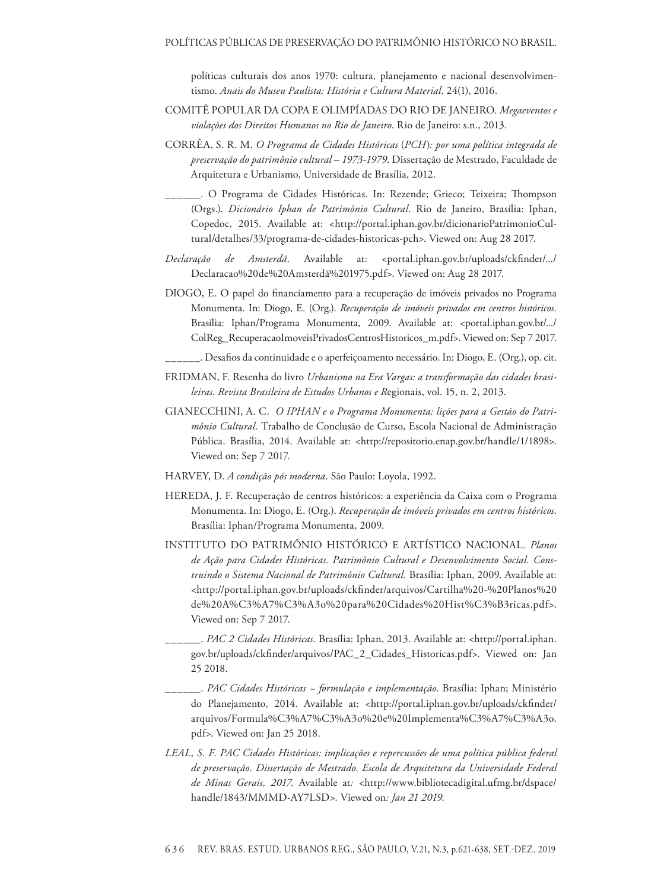políticas culturais dos anos 1970: cultura, planejamento e nacional desenvolvimentismo. *Anais do Museu Paulista: História e Cultura Material*, 24(1), 2016.

COMITÊ POPULAR DA COPA E OLIMPÍADAS DO RIO DE JANEIRO. *Megaeventos e violações dos Direitos Humanos no Rio de Janeiro*. Rio de Janeiro: s.n., 2013.

CORRÊA, S. R. M. *O Programa de Cidades Históricas* (*PCH*)*: por uma política integrada de preservação do patrimônio cultural – 1973-1979*. Dissertação de Mestrado, Faculdade de Arquitetura e Urbanismo, Universidade de Brasília, 2012.

______. O Programa de Cidades Históricas. In: Rezende; Grieco; Teixeira; Thompson (Orgs.). *Dicionário Iphan de Patrimônio Cultural*. Rio de Janeiro, Brasília: Iphan, Copedoc, 2015. Available at: <http://portal.iphan.gov.br/dicionarioPatrimonioCultural/detalhes/33/programa-de-cidades-historicas-pch>. Viewed on: Aug 28 2017.

*Declaração de Amsterdã*. Available at: <portal.iphan.gov.br/uploads/ckfinder/.../Declaracao%20de%20Amsterdã%201975.pdf>. Viewed on: Aug 28 2017.

DIOGO, E. O papel do financiamento para a recuperação de imóveis privados no Programa Monumenta. In: Diogo, E. (Org.). *Recuperação de imóveis privados em centros históricos*. Brasília: Iphan/Programa Monumenta, 2009. Available at: <portal.iphan.gov.br/.../ColReg_RecuperacaoImoveisPrivadosCentrosHistoricos_m.pdf>. Viewed on: Sep 7 2017.

______. Desafios da continuidade e o aperfeiçoamento necessário. In: Diogo, E. (Org.), op. cit.

FRIDMAN, F. Resenha do livro *Urbanismo na Era Vargas: a transformação das cidades brasileiras*. *Revista Brasileira de Estudos Urbanos e R*egionais, vol. 15, n. 2, 2013.

GIANECCHINI, A. C. *O IPHAN e o Programa Monumenta: lições para a Gestão do Patrimônio Cultural*. Trabalho de Conclusão de Curso, Escola Nacional de Administração Pública. Brasília, 2014. Available at: <http://repositorio.enap.gov.br/handle/1/1898>. Viewed on: Sep 7 2017.

HARVEY, D. *A condição pós moderna*. São Paulo: Loyola, 1992.

HEREDA, J. F. Recuperação de centros históricos: a experiência da Caixa com o Programa Monumenta. In: Diogo, E. (Org.). *Recuperação de imóveis privados em centros históricos*. Brasília: Iphan/Programa Monumenta, 2009.

INSTITUTO DO PATRIMÔNIO HISTÓRICO E ARTÍSTICO NACIONAL. *Planos de Ação para Cidades Históricas. Patrimônio Cultural e Desenvolvimento Social. Construindo o Sistema Nacional de Patrimônio Cultural*. Brasília: Iphan, 2009. Available at: <http://portal.iphan.gov.br/uploads/ckfinder/arquivos/Cartilha%20-%20Planos%20de%20A%C3%A7%C3%A3o%20para%20Cidades%20Hist%C3%B3ricas.pdf>. Viewed on: Sep 7 2017.

______. *PAC 2 Cidades Históricas*. Brasília: Iphan, 2013. Available at: <http://portal.iphan.gov.br/uploads/ckfinder/arquivos/PAC_2_Cidades_Historicas.pdf>. Viewed on: Jan 25 2018.

______. *PAC Cidades Históricas – formulação e implementação*. Brasília: Iphan; Ministério do Planejamento, 2014. Available at: <http://portal.iphan.gov.br/uploads/ckfinder/arquivos/Formula%C3%A7%C3%A3o%20e%20Implementa%C3%A7%C3%A3o.pdf>. Viewed on: Jan 25 2018.

*LEAL, S. F. PAC Cidades Históricas: implicações e repercussões de uma política pública federal de preservação. Dissertação de Mestrado. Escola de Arquitetura da Universidade Federal de Minas Gerais, 2017.* Available at*:* <http://www.bibliotecadigital.ufmg.br/dspace/handle/1843/MMMD-AY7LSD>*.* Viewed on*: Jan 21 2019.*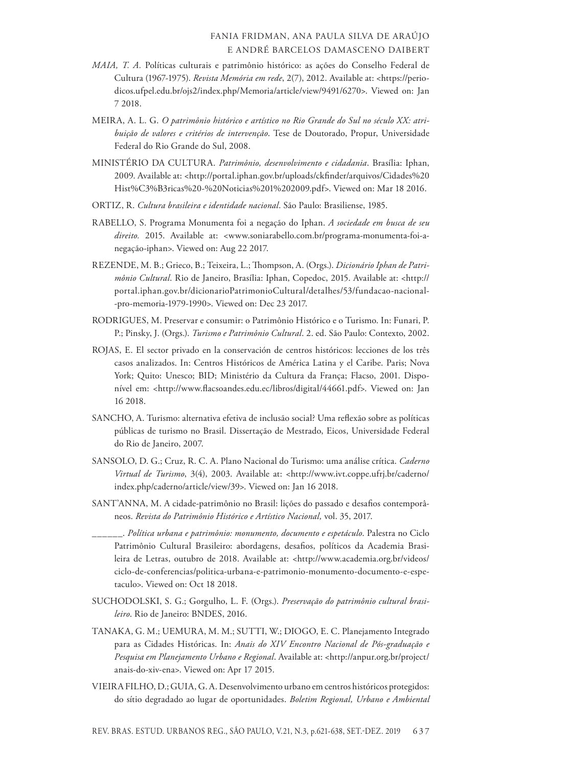*MAIA, T. A.* Políticas culturais e patrimônio histórico: as ações do Conselho Federal de Cultura (1967-1975). *Revista Memória em rede*, 2(7), 2012. Available at: <https://periodicos.ufpel.edu.br/ojs2/index.php/Memoria/article/view/9491/6270>. Viewed on: Jan 7 2018.

MEIRA, A. L. G. *O patrimônio histórico e artístico no Rio Grande do Sul no século XX: atribuição de valores e critérios de intervenção*. Tese de Doutorado, Propur, Universidade Federal do Rio Grande do Sul, 2008.

MINISTÉRIO DA CULTURA. *Patrimônio, desenvolvimento e cidadania*. Brasília: Iphan, 2009. Available at: <http://portal.iphan.gov.br/uploads/ckfinder/arquivos/Cidades%20Hist%C3%B3ricas%20-%20Noticias%201%202009.pdf>. Viewed on: Mar 18 2016.

ORTIZ, R. *Cultura brasileira e identidade nacional*. São Paulo: Brasiliense, 1985.

RABELLO, S. Programa Monumenta foi a negação do Iphan. *A sociedade em busca de seu direito.* 2015. Available at: <www.soniarabello.com.br/programa-monumenta-foi-a-negação-iphan>. Viewed on: Aug 22 2017.

REZENDE, M. B.; Grieco, B.; Teixeira, L.; Thompson, A. (Orgs.). *Dicionário Iphan de Patrimônio Cultural*. Rio de Janeiro, Brasília: Iphan, Copedoc, 2015. Available at: <http://portal.iphan.gov.br/dicionarioPatrimonioCultural/detalhes/53/fundacao-nacional--pro-memoria-1979-1990>. Viewed on: Dec 23 2017.

RODRIGUES, M. Preservar e consumir: o Patrimônio Histórico e o Turismo. In: Funari, P. P.; Pinsky, J. (Orgs.). *Turismo e Patrimônio Cultural*. 2. ed. São Paulo: Contexto, 2002.

ROJAS, E. El sector privado en la conservación de centros históricos: lecciones de los três casos analizados. In: Centros Históricos de América Latina y el Caribe. Paris; Nova York; Quito: Unesco; BID; Ministério da Cultura da França; Flacso, 2001. Disponível em: <http://www.flacsoandes.edu.ec/libros/digital/44661.pdf>. Viewed on: Jan 16 2018.

SANCHO, A. Turismo: alternativa efetiva de inclusão social? Uma reflexão sobre as políticas públicas de turismo no Brasil. Dissertação de Mestrado, Eicos, Universidade Federal do Rio de Janeiro, 2007.

SANSOLO, D. G.; Cruz, R. C. A. Plano Nacional do Turismo: uma análise crítica. *Caderno Virtual de Turismo*, 3(4), 2003. Available at: <http://www.ivt.coppe.ufrj.br/caderno/index.php/caderno/article/view/39>. Viewed on: Jan 16 2018.

SANT'ANNA, M. A cidade-patrimônio no Brasil: lições do passado e desafios contemporâneos. *Revista do Patrimônio Histórico e Artístico Nacional,* vol. 35, 2017.

______. *Política urbana e patrimônio: monumento, documento e espetáculo*. Palestra no Ciclo Patrimônio Cultural Brasileiro: abordagens, desafios, políticos da Academia Brasileira de Letras, outubro de 2018. Available at: <http://www.academia.org.br/videos/ciclo-de-conferencias/politica-urbana-e-patrimonio-monumento-documento-e-espetaculo>. Viewed on: Oct 18 2018.

SUCHODOLSKI, S. G.; Gorgulho, L. F. (Orgs.). *Preservação do patrimônio cultural brasileiro*. Rio de Janeiro: BNDES, 2016.

TANAKA, G. M.; UEMURA, M. M.; SUTTI, W.; DIOGO, E. C. Planejamento Integrado para as Cidades Históricas. In: *Anais do XIV Encontro Nacional de Pós-graduação e Pesquisa em Planejamento Urbano e Regional*. Available at: <http://anpur.org.br/project/anais-do-xiv-ena>. Viewed on: Apr 17 2015.

VIEIRA FILHO, D.; GUIA, G. A. Desenvolvimento urbano em centros históricos protegidos: do sítio degradado ao lugar de oportunidades. *Boletim Regional, Urbano e Ambiental*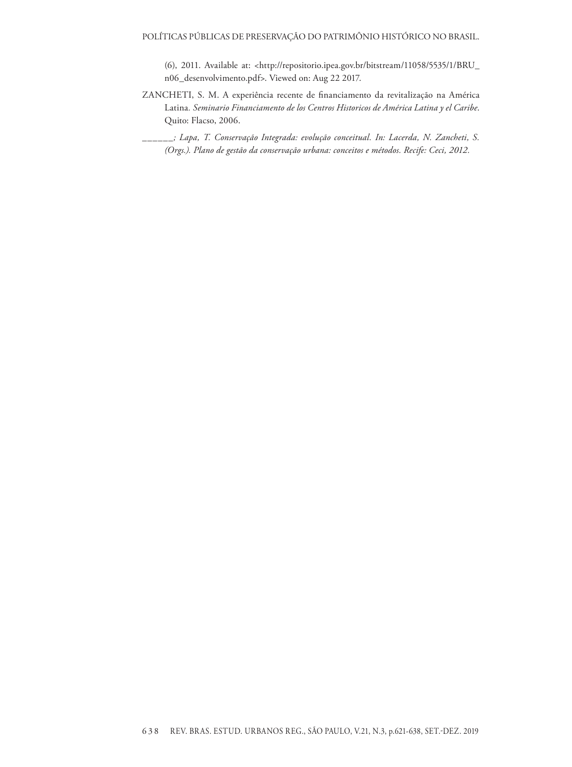(6), 2011. Available at: <http://repositorio.ipea.gov.br/bitstream/11058/5535/1/BRU_n06_desenvolvimento.pdf>. Viewed on: Aug 22 2017.

ZANCHETI, S. M. A experiência recente de financiamento da revitalização na América Latina. *Seminario Financiamento de los Centros Historicos de América Latina y el Caribe*. Quito: Flacso, 2006.

______*; Lapa, T. Conservação Integrada: evolução conceitual. In: Lacerda, N. Zancheti, S. (Orgs.). Plano de gestão da conservação urbana: conceitos e métodos. Recife: Ceci, 2012.*